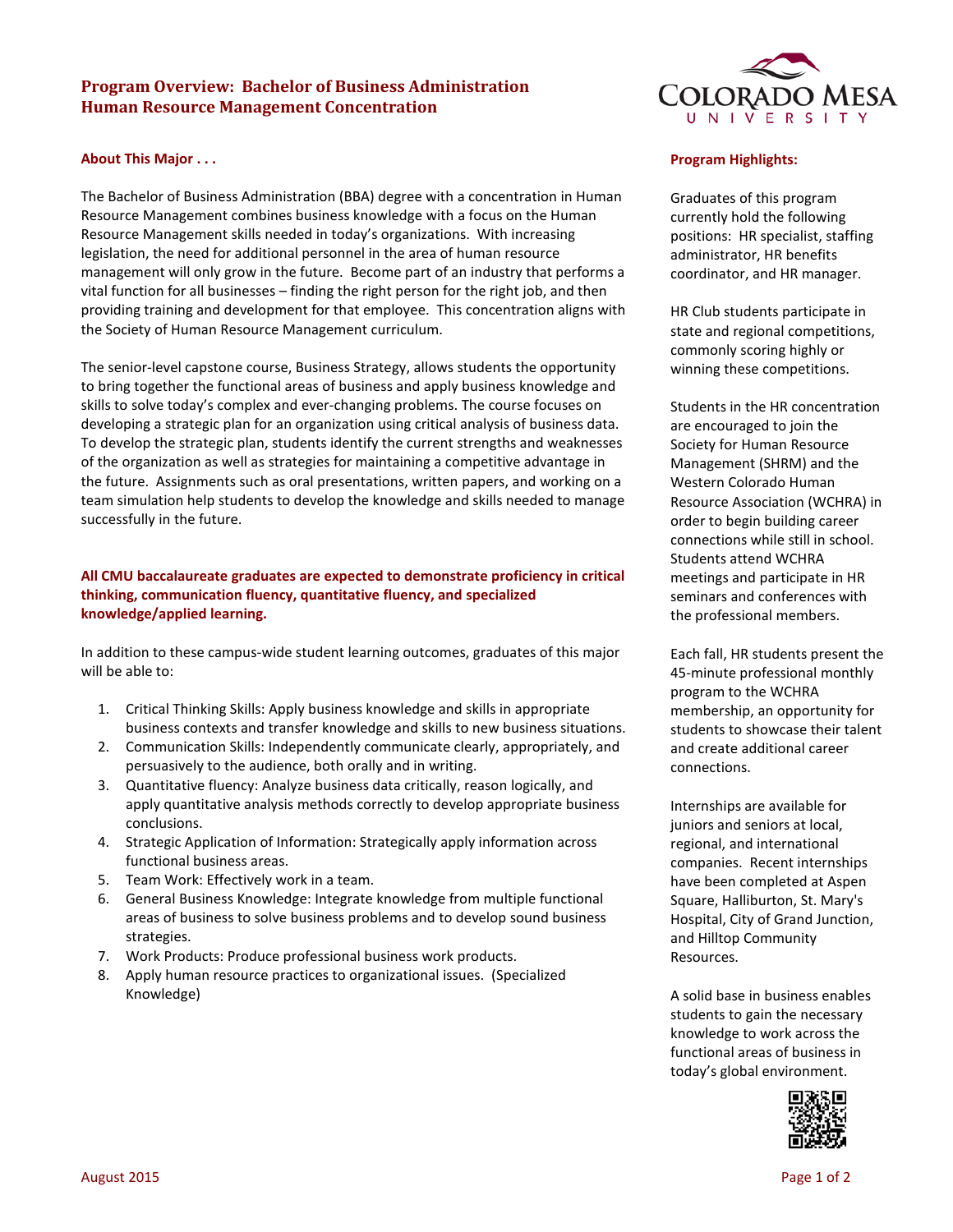# Program Overview: Bachelor of Business Administration
# Human Resource Management Concentration

**Colorado Mesa University**

## About This Major . . .

The Bachelor of Business Administration (BBA) degree with a concentration in Human Resource Management combines business knowledge with a focus on the Human Resource Management skills needed in today's organizations. With increasing legislation, the need for additional personnel in the area of human resource management will only grow in the future. Become part of an industry that performs a vital function for all businesses – finding the right person for the right job, and then providing training and development for that employee. This concentration aligns with the Society of Human Resource Management curriculum.

The senior-level capstone course, Business Strategy, allows students the opportunity to bring together the functional areas of business and apply business knowledge and skills to solve today's complex and ever-changing problems. The course focuses on developing a strategic plan for an organization using critical analysis of business data. To develop the strategic plan, students identify the current strengths and weaknesses of the organization as well as strategies for maintaining a competitive advantage in the future. Assignments such as oral presentations, written papers, and working on a team simulation help students to develop the knowledge and skills needed to manage successfully in the future.

**All CMU baccalaureate graduates are expected to demonstrate proficiency in critical thinking, communication fluency, quantitative fluency, and specialized knowledge/applied learning.**

In addition to these campus-wide student learning outcomes, graduates of this major will be able to:

1. Critical Thinking Skills: Apply business knowledge and skills in appropriate business contexts and transfer knowledge and skills to new business situations.
2. Communication Skills: Independently communicate clearly, appropriately, and persuasively to the audience, both orally and in writing.
3. Quantitative fluency: Analyze business data critically, reason logically, and apply quantitative analysis methods correctly to develop appropriate business conclusions.
4. Strategic Application of Information: Strategically apply information across functional business areas.
5. Team Work: Effectively work in a team.
6. General Business Knowledge: Integrate knowledge from multiple functional areas of business to solve business problems and to develop sound business strategies.
7. Work Products: Produce professional business work products.
8. Apply human resource practices to organizational issues. (Specialized Knowledge)

## Program Highlights:

Graduates of this program currently hold the following positions: HR specialist, staffing administrator, HR benefits coordinator, and HR manager.

HR Club students participate in state and regional competitions, commonly scoring highly or winning these competitions.

Students in the HR concentration are encouraged to join the Society for Human Resource Management (SHRM) and the Western Colorado Human Resource Association (WCHRA) in order to begin building career connections while still in school. Students attend WCHRA meetings and participate in HR seminars and conferences with the professional members.

Each fall, HR students present the 45-minute professional monthly program to the WCHRA membership, an opportunity for students to showcase their talent and create additional career connections.

Internships are available for juniors and seniors at local, regional, and international companies. Recent internships have been completed at Aspen Square, Halliburton, St. Mary's Hospital, City of Grand Junction, and Hilltop Community Resources.

A solid base in business enables students to gain the necessary knowledge to work across the functional areas of business in today's global environment.

August 2015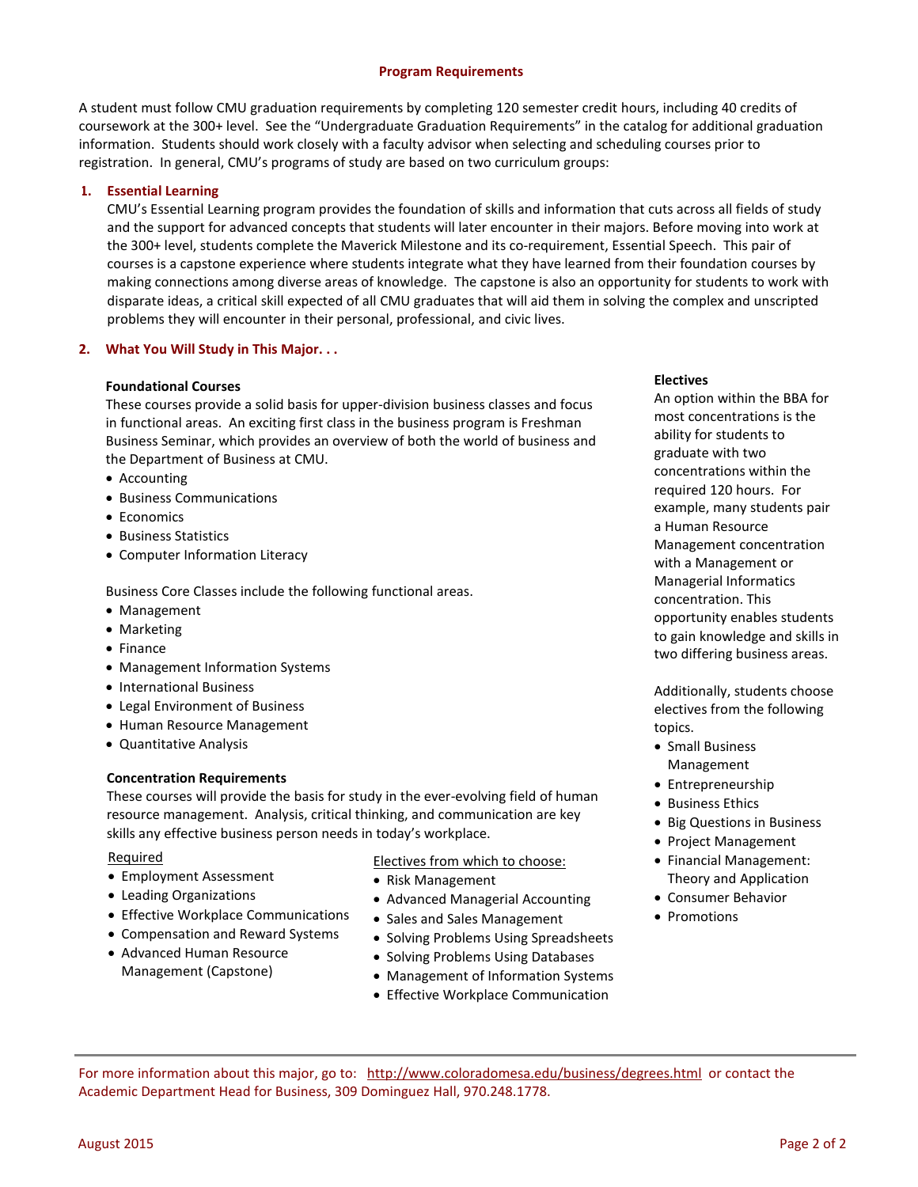## Program Requirements

A student must follow CMU graduation requirements by completing 120 semester credit hours, including 40 credits of coursework at the 300+ level. See the "Undergraduate Graduation Requirements" in the catalog for additional graduation information. Students should work closely with a faculty advisor when selecting and scheduling courses prior to registration. In general, CMU's programs of study are based on two curriculum groups:

### 1. Essential Learning

CMU's Essential Learning program provides the foundation of skills and information that cuts across all fields of study and the support for advanced concepts that students will later encounter in their majors. Before moving into work at the 300+ level, students complete the Maverick Milestone and its co-requirement, Essential Speech. This pair of courses is a capstone experience where students integrate what they have learned from their foundation courses by making connections among diverse areas of knowledge. The capstone is also an opportunity for students to work with disparate ideas, a critical skill expected of all CMU graduates that will aid them in solving the complex and unscripted problems they will encounter in their personal, professional, and civic lives.

### 2. What You Will Study in This Major. . .

**Foundational Courses**

These courses provide a solid basis for upper-division business classes and focus in functional areas. An exciting first class in the business program is Freshman Business Seminar, which provides an overview of both the world of business and the Department of Business at CMU.

- Accounting
- Business Communications
- Economics
- Business Statistics
- Computer Information Literacy

Business Core Classes include the following functional areas.

- Management
- Marketing
- Finance
- Management Information Systems
- International Business
- Legal Environment of Business
- Human Resource Management
- Quantitative Analysis

**Concentration Requirements**

These courses will provide the basis for study in the ever-evolving field of human resource management. Analysis, critical thinking, and communication are key skills any effective business person needs in today's workplace.

Required

- Employment Assessment
- Leading Organizations
- Effective Workplace Communications
- Compensation and Reward Systems
- Advanced Human Resource Management (Capstone)

Electives from which to choose:

- Risk Management
- Advanced Managerial Accounting
- Sales and Sales Management
- Solving Problems Using Spreadsheets
- Solving Problems Using Databases
- Management of Information Systems
- Effective Workplace Communication

**Electives**

An option within the BBA for most concentrations is the ability for students to graduate with two concentrations within the required 120 hours. For example, many students pair a Human Resource Management concentration with a Management or Managerial Informatics concentration. This opportunity enables students to gain knowledge and skills in two differing business areas.

Additionally, students choose electives from the following topics.

- Small Business Management
- Entrepreneurship
- Business Ethics
- Big Questions in Business
- Project Management
- Financial Management: Theory and Application
- Consumer Behavior
- Promotions

---

For more information about this major, go to: http://www.coloradomesa.edu/business/degrees.html or contact the Academic Department Head for Business, 309 Dominguez Hall, 970.248.1778.

August 2015